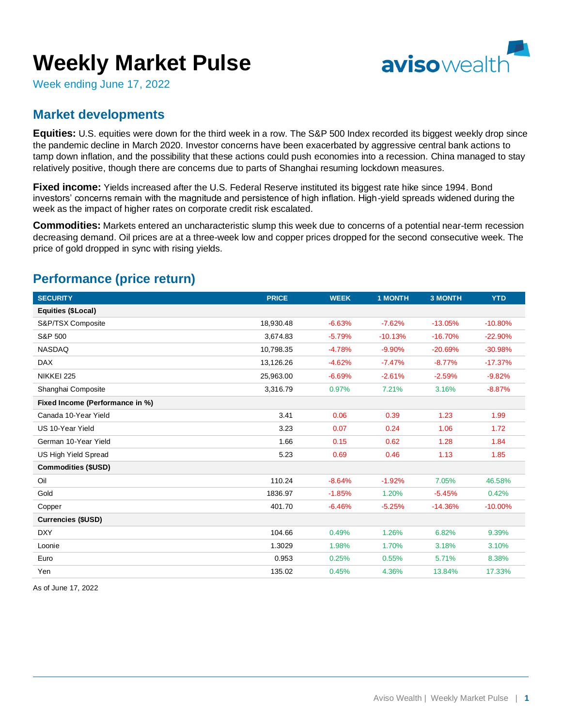# Weekly Market Pulse

Week ending June 17, 2022

## Market developments

**Equities:** U.S. equities were down for the third week in a row. The S&P 500 Index recorded its biggest weekly drop since the pandemic decline in March 2020. Investor concerns have been exacerbated by aggressive central bank actions to tamp down inflation, and the possibility that these actions could push economies into a recession. China managed to stay relatively positive, though there are concerns due to parts of Shanghai resuming lockdown measures.

**Fixed income:** Yields increased after the U.S. Federal Reserve instituted its biggest rate hike since 1994. Bond investors' concerns remain with the magnitude and persistence of high inflation. High-yield spreads widened during the week as the impact of higher rates on corporate credit risk escalated.

**Commodities:** Markets entered an uncharacteristic slump this week due to concerns of a potential near-term recession decreasing demand. Oil prices are at a three-week low and copper prices dropped for the second consecutive week. The price of gold dropped in sync with rising yields.

## Performance (price return)

| SECURITY | PRICE | WEEK | 1 MONTH | 3 MONTH | YTD |
|---|---|---|---|---|---|
| **Equities ($Local)** | | | | | |
| S&P/TSX Composite | 18,930.48 | -6.63% | -7.62% | -13.05% | -10.80% |
| S&P 500 | 3,674.83 | -5.79% | -10.13% | -16.70% | -22.90% |
| NASDAQ | 10,798.35 | -4.78% | -9.90% | -20.69% | -30.98% |
| DAX | 13,126.26 | -4.62% | -7.47% | -8.77% | -17.37% |
| NIKKEI 225 | 25,963.00 | -6.69% | -2.61% | -2.59% | -9.82% |
| Shanghai Composite | 3,316.79 | 0.97% | 7.21% | 3.16% | -8.87% |
| **Fixed Income (Performance in %)** | | | | | |
| Canada 10-Year Yield | 3.41 | 0.06 | 0.39 | 1.23 | 1.99 |
| US 10-Year Yield | 3.23 | 0.07 | 0.24 | 1.06 | 1.72 |
| German 10-Year Yield | 1.66 | 0.15 | 0.62 | 1.28 | 1.84 |
| US High Yield Spread | 5.23 | 0.69 | 0.46 | 1.13 | 1.85 |
| **Commodities ($USD)** | | | | | |
| Oil | 110.24 | -8.64% | -1.92% | 7.05% | 46.58% |
| Gold | 1836.97 | -1.85% | 1.20% | -5.45% | 0.42% |
| Copper | 401.70 | -6.46% | -5.25% | -14.36% | -10.00% |
| **Currencies ($USD)** | | | | | |
| DXY | 104.66 | 0.49% | 1.26% | 6.82% | 9.39% |
| Loonie | 1.3029 | 1.98% | 1.70% | 3.18% | 3.10% |
| Euro | 0.953 | 0.25% | 0.55% | 5.71% | 8.38% |
| Yen | 135.02 | 0.45% | 4.36% | 13.84% | 17.33% |

As of June 17, 2022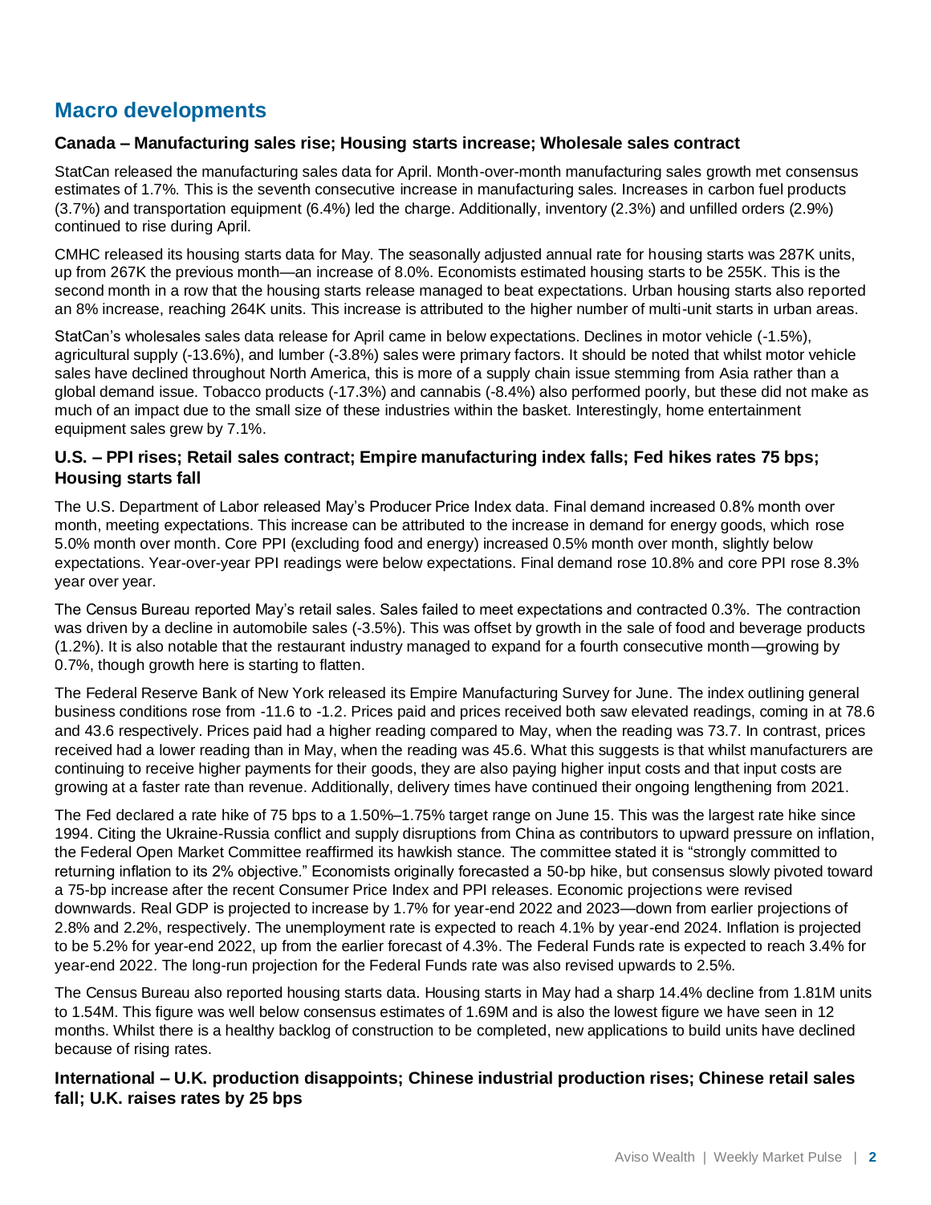## Macro developments

### Canada – Manufacturing sales rise; Housing starts increase; Wholesale sales contract

StatCan released the manufacturing sales data for April. Month-over-month manufacturing sales growth met consensus estimates of 1.7%. This is the seventh consecutive increase in manufacturing sales. Increases in carbon fuel products (3.7%) and transportation equipment (6.4%) led the charge. Additionally, inventory (2.3%) and unfilled orders (2.9%) continued to rise during April.

CMHC released its housing starts data for May. The seasonally adjusted annual rate for housing starts was 287K units, up from 267K the previous month—an increase of 8.0%. Economists estimated housing starts to be 255K. This is the second month in a row that the housing starts release managed to beat expectations. Urban housing starts also reported an 8% increase, reaching 264K units. This increase is attributed to the higher number of multi-unit starts in urban areas.

StatCan's wholesales sales data release for April came in below expectations. Declines in motor vehicle (-1.5%), agricultural supply (-13.6%), and lumber (-3.8%) sales were primary factors. It should be noted that whilst motor vehicle sales have declined throughout North America, this is more of a supply chain issue stemming from Asia rather than a global demand issue. Tobacco products (-17.3%) and cannabis (-8.4%) also performed poorly, but these did not make as much of an impact due to the small size of these industries within the basket. Interestingly, home entertainment equipment sales grew by 7.1%.

### U.S. – PPI rises; Retail sales contract; Empire manufacturing index falls; Fed hikes rates 75 bps; Housing starts fall

The U.S. Department of Labor released May's Producer Price Index data. Final demand increased 0.8% month over month, meeting expectations. This increase can be attributed to the increase in demand for energy goods, which rose 5.0% month over month. Core PPI (excluding food and energy) increased 0.5% month over month, slightly below expectations. Year-over-year PPI readings were below expectations. Final demand rose 10.8% and core PPI rose 8.3% year over year.

The Census Bureau reported May's retail sales. Sales failed to meet expectations and contracted 0.3%. The contraction was driven by a decline in automobile sales (-3.5%). This was offset by growth in the sale of food and beverage products (1.2%). It is also notable that the restaurant industry managed to expand for a fourth consecutive month—growing by 0.7%, though growth here is starting to flatten.

The Federal Reserve Bank of New York released its Empire Manufacturing Survey for June. The index outlining general business conditions rose from -11.6 to -1.2. Prices paid and prices received both saw elevated readings, coming in at 78.6 and 43.6 respectively. Prices paid had a higher reading compared to May, when the reading was 73.7. In contrast, prices received had a lower reading than in May, when the reading was 45.6. What this suggests is that whilst manufacturers are continuing to receive higher payments for their goods, they are also paying higher input costs and that input costs are growing at a faster rate than revenue. Additionally, delivery times have continued their ongoing lengthening from 2021.

The Fed declared a rate hike of 75 bps to a 1.50%–1.75% target range on June 15. This was the largest rate hike since 1994. Citing the Ukraine-Russia conflict and supply disruptions from China as contributors to upward pressure on inflation, the Federal Open Market Committee reaffirmed its hawkish stance. The committee stated it is "strongly committed to returning inflation to its 2% objective." Economists originally forecasted a 50-bp hike, but consensus slowly pivoted toward a 75-bp increase after the recent Consumer Price Index and PPI releases. Economic projections were revised downwards. Real GDP is projected to increase by 1.7% for year-end 2022 and 2023—down from earlier projections of 2.8% and 2.2%, respectively. The unemployment rate is expected to reach 4.1% by year-end 2024. Inflation is projected to be 5.2% for year-end 2022, up from the earlier forecast of 4.3%. The Federal Funds rate is expected to reach 3.4% for year-end 2022. The long-run projection for the Federal Funds rate was also revised upwards to 2.5%.

The Census Bureau also reported housing starts data. Housing starts in May had a sharp 14.4% decline from 1.81M units to 1.54M. This figure was well below consensus estimates of 1.69M and is also the lowest figure we have seen in 12 months. Whilst there is a healthy backlog of construction to be completed, new applications to build units have declined because of rising rates.

### International – U.K. production disappoints; Chinese industrial production rises; Chinese retail sales fall; U.K. raises rates by 25 bps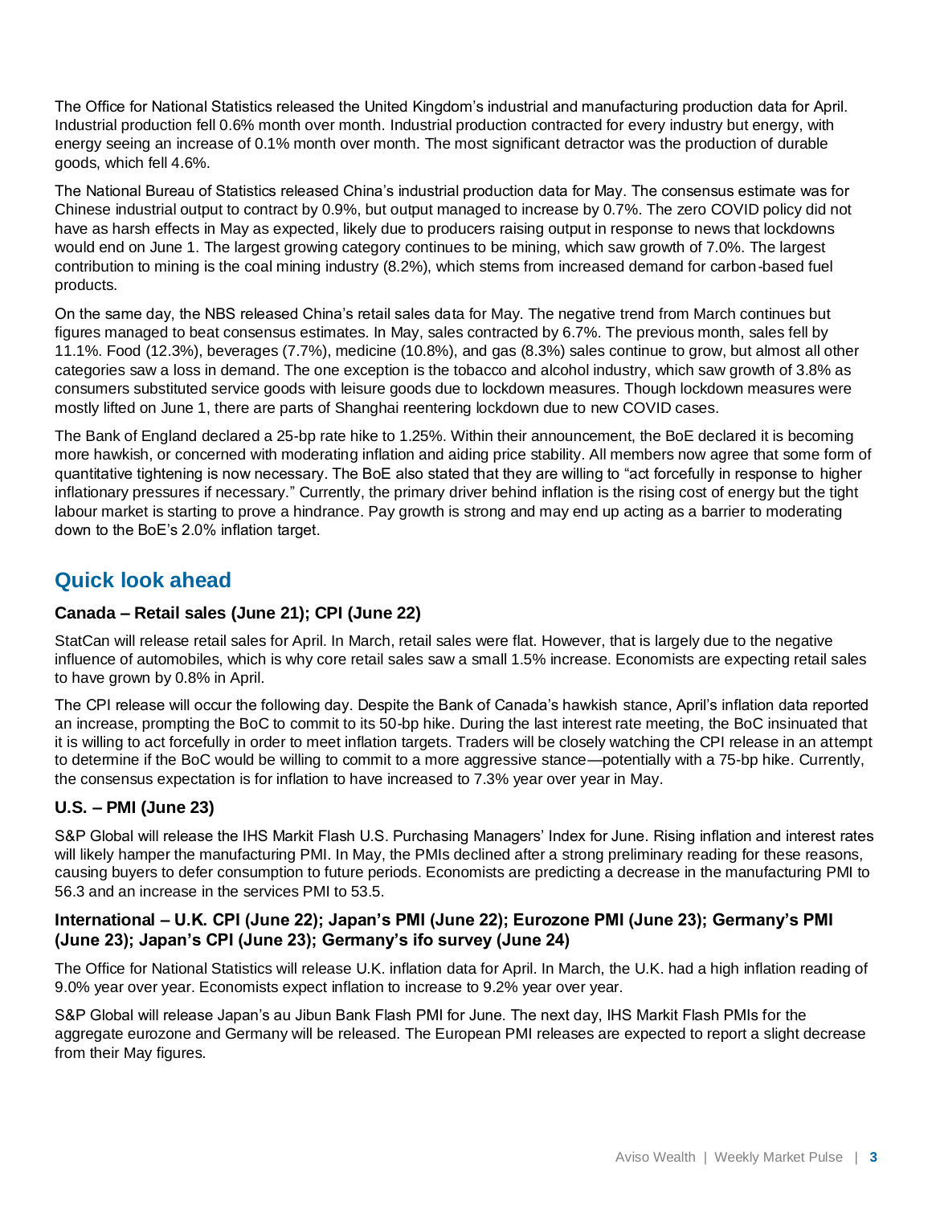The Office for National Statistics released the United Kingdom's industrial and manufacturing production data for April. Industrial production fell 0.6% month over month. Industrial production contracted for every industry but energy, with energy seeing an increase of 0.1% month over month. The most significant detractor was the production of durable goods, which fell 4.6%.

The National Bureau of Statistics released China's industrial production data for May. The consensus estimate was for Chinese industrial output to contract by 0.9%, but output managed to increase by 0.7%. The zero COVID policy did not have as harsh effects in May as expected, likely due to producers raising output in response to news that lockdowns would end on June 1. The largest growing category continues to be mining, which saw growth of 7.0%. The largest contribution to mining is the coal mining industry (8.2%), which stems from increased demand for carbon-based fuel products.

On the same day, the NBS released China's retail sales data for May. The negative trend from March continues but figures managed to beat consensus estimates. In May, sales contracted by 6.7%. The previous month, sales fell by 11.1%. Food (12.3%), beverages (7.7%), medicine (10.8%), and gas (8.3%) sales continue to grow, but almost all other categories saw a loss in demand. The one exception is the tobacco and alcohol industry, which saw growth of 3.8% as consumers substituted service goods with leisure goods due to lockdown measures. Though lockdown measures were mostly lifted on June 1, there are parts of Shanghai reentering lockdown due to new COVID cases.

The Bank of England declared a 25-bp rate hike to 1.25%. Within their announcement, the BoE declared it is becoming more hawkish, or concerned with moderating inflation and aiding price stability. All members now agree that some form of quantitative tightening is now necessary. The BoE also stated that they are willing to "act forcefully in response to higher inflationary pressures if necessary." Currently, the primary driver behind inflation is the rising cost of energy but the tight labour market is starting to prove a hindrance. Pay growth is strong and may end up acting as a barrier to moderating down to the BoE's 2.0% inflation target.

## Quick look ahead

### Canada – Retail sales (June 21); CPI (June 22)

StatCan will release retail sales for April. In March, retail sales were flat. However, that is largely due to the negative influence of automobiles, which is why core retail sales saw a small 1.5% increase. Economists are expecting retail sales to have grown by 0.8% in April.

The CPI release will occur the following day. Despite the Bank of Canada's hawkish stance, April's inflation data reported an increase, prompting the BoC to commit to its 50-bp hike. During the last interest rate meeting, the BoC insinuated that it is willing to act forcefully in order to meet inflation targets. Traders will be closely watching the CPI release in an attempt to determine if the BoC would be willing to commit to a more aggressive stance—potentially with a 75-bp hike. Currently, the consensus expectation is for inflation to have increased to 7.3% year over year in May.

### U.S. – PMI (June 23)

S&P Global will release the IHS Markit Flash U.S. Purchasing Managers' Index for June. Rising inflation and interest rates will likely hamper the manufacturing PMI. In May, the PMIs declined after a strong preliminary reading for these reasons, causing buyers to defer consumption to future periods. Economists are predicting a decrease in the manufacturing PMI to 56.3 and an increase in the services PMI to 53.5.

### International – U.K. CPI (June 22); Japan's PMI (June 22); Eurozone PMI (June 23); Germany's PMI (June 23); Japan's CPI (June 23); Germany's ifo survey (June 24)

The Office for National Statistics will release U.K. inflation data for April. In March, the U.K. had a high inflation reading of 9.0% year over year. Economists expect inflation to increase to 9.2% year over year.

S&P Global will release Japan's au Jibun Bank Flash PMI for June. The next day, IHS Markit Flash PMIs for the aggregate eurozone and Germany will be released. The European PMI releases are expected to report a slight decrease from their May figures.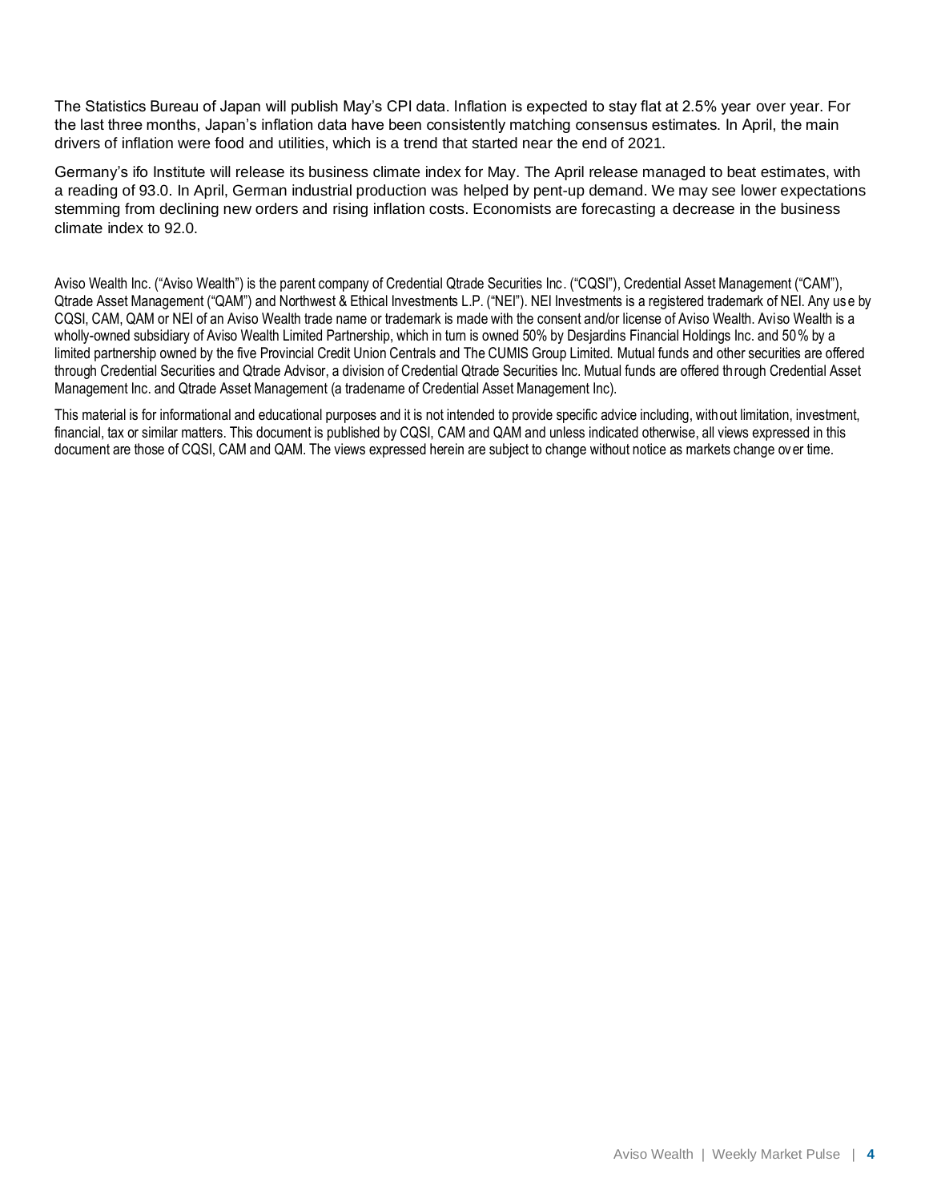The Statistics Bureau of Japan will publish May's CPI data. Inflation is expected to stay flat at 2.5% year over year. For the last three months, Japan's inflation data have been consistently matching consensus estimates. In April, the main drivers of inflation were food and utilities, which is a trend that started near the end of 2021.

Germany's ifo Institute will release its business climate index for May. The April release managed to beat estimates, with a reading of 93.0. In April, German industrial production was helped by pent-up demand. We may see lower expectations stemming from declining new orders and rising inflation costs. Economists are forecasting a decrease in the business climate index to 92.0.

Aviso Wealth Inc. ("Aviso Wealth") is the parent company of Credential Qtrade Securities Inc. ("CQSI"), Credential Asset Management ("CAM"), Qtrade Asset Management ("QAM") and Northwest & Ethical Investments L.P. ("NEI"). NEI Investments is a registered trademark of NEI. Any use by CQSI, CAM, QAM or NEI of an Aviso Wealth trade name or trademark is made with the consent and/or license of Aviso Wealth. Aviso Wealth is a wholly-owned subsidiary of Aviso Wealth Limited Partnership, which in turn is owned 50% by Desjardins Financial Holdings Inc. and 50% by a limited partnership owned by the five Provincial Credit Union Centrals and The CUMIS Group Limited. Mutual funds and other securities are offered through Credential Securities and Qtrade Advisor, a division of Credential Qtrade Securities Inc. Mutual funds are offered through Credential Asset Management Inc. and Qtrade Asset Management (a tradename of Credential Asset Management Inc).

This material is for informational and educational purposes and it is not intended to provide specific advice including, without limitation, investment, financial, tax or similar matters. This document is published by CQSI, CAM and QAM and unless indicated otherwise, all views expressed in this document are those of CQSI, CAM and QAM. The views expressed herein are subject to change without notice as markets change over time.